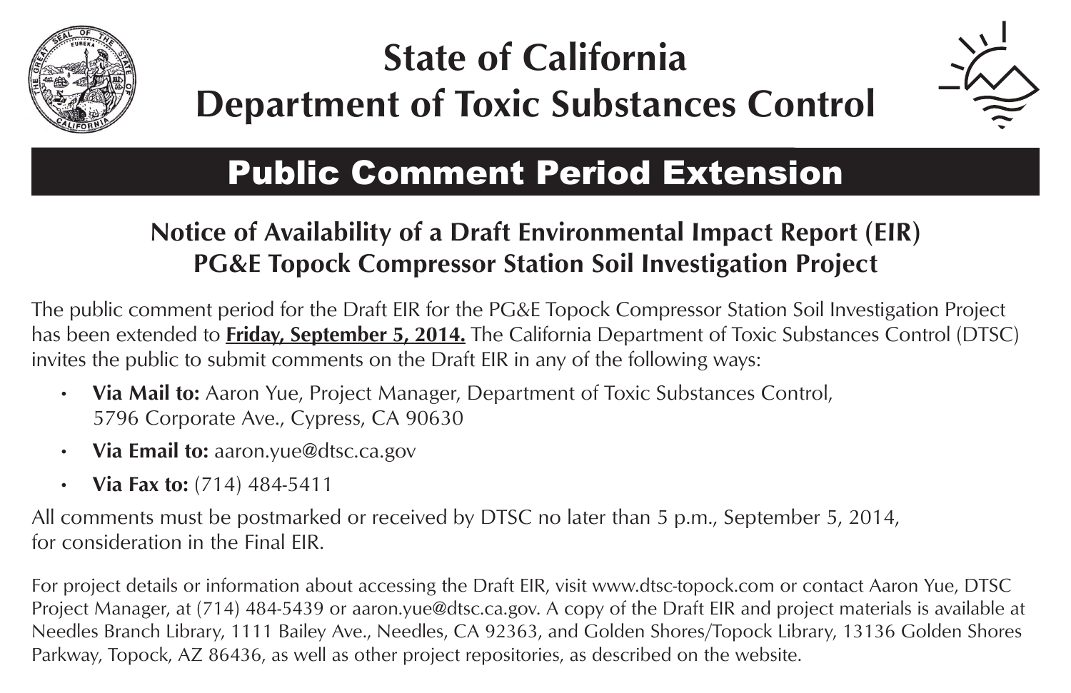# State of California
# Department of Toxic Substances Control

## Public Comment Period Extension

### Notice of Availability of a Draft Environmental Impact Report (EIR)
### PG&E Topock Compressor Station Soil Investigation Project

The public comment period for the Draft EIR for the PG&E Topock Compressor Station Soil Investigation Project has been extended to **Friday, September 5, 2014.** The California Department of Toxic Substances Control (DTSC) invites the public to submit comments on the Draft EIR in any of the following ways:

- **Via Mail to:** Aaron Yue, Project Manager, Department of Toxic Substances Control, 5796 Corporate Ave., Cypress, CA 90630
- **Via Email to:** aaron.yue@dtsc.ca.gov
- **Via Fax to:** (714) 484-5411

All comments must be postmarked or received by DTSC no later than 5 p.m., September 5, 2014, for consideration in the Final EIR.

For project details or information about accessing the Draft EIR, visit www.dtsc-topock.com or contact Aaron Yue, DTSC Project Manager, at (714) 484-5439 or aaron.yue@dtsc.ca.gov. A copy of the Draft EIR and project materials is available at Needles Branch Library, 1111 Bailey Ave., Needles, CA 92363, and Golden Shores/Topock Library, 13136 Golden Shores Parkway, Topock, AZ 86436, as well as other project repositories, as described on the website.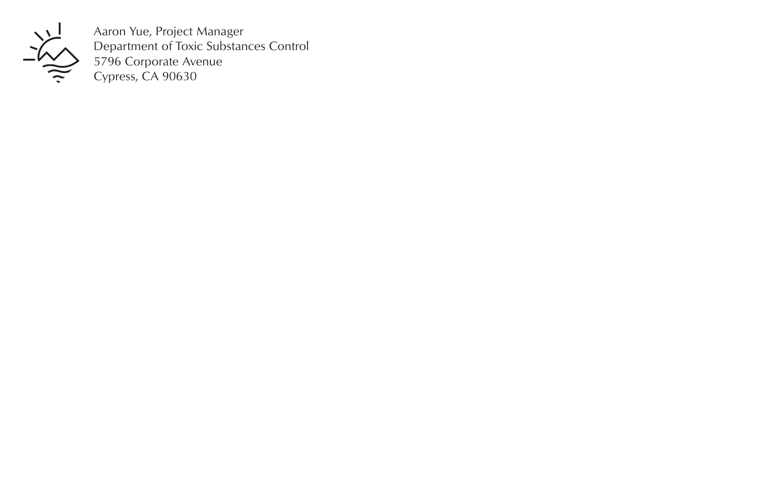Aaron Yue, Project Manager
Department of Toxic Substances Control
5796 Corporate Avenue
Cypress, CA 90630